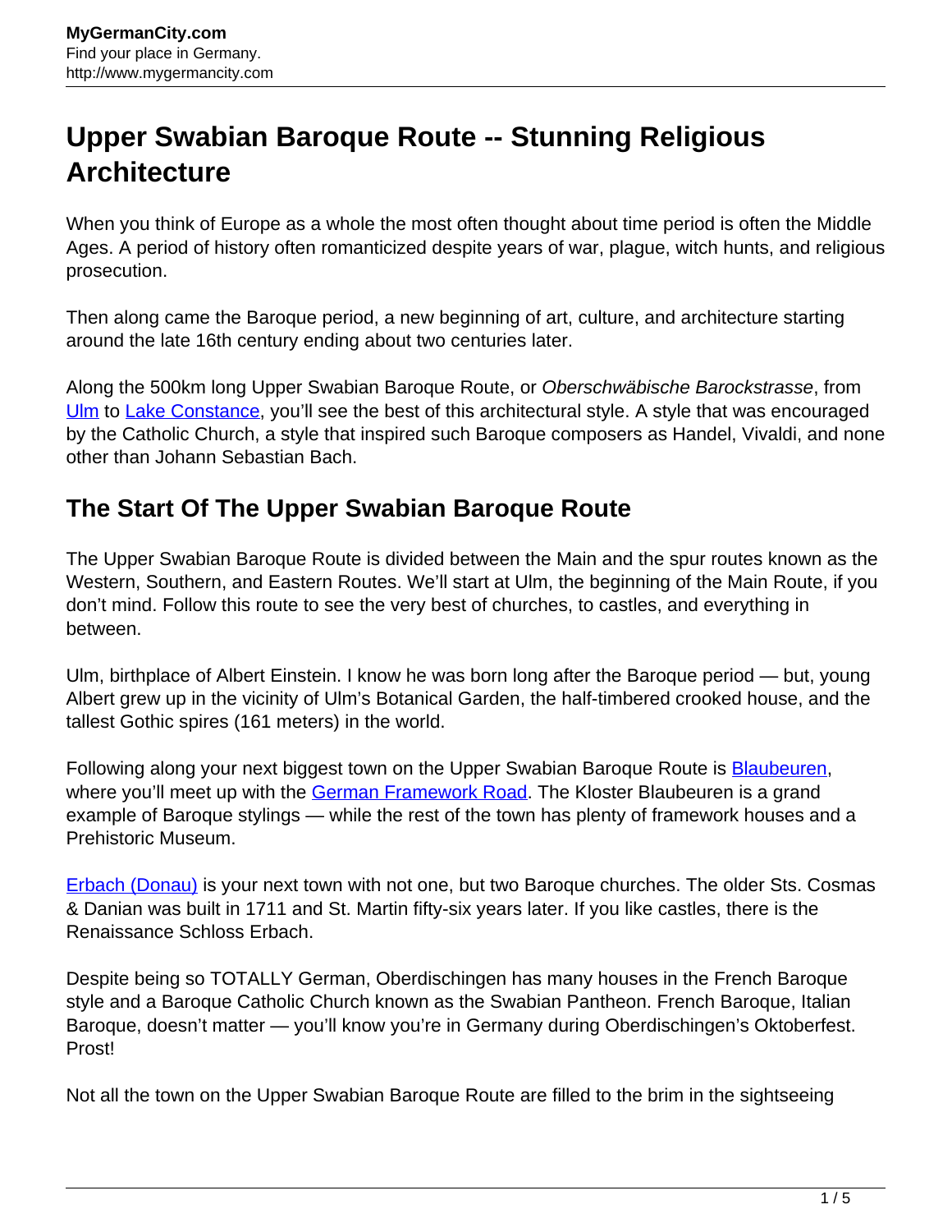# Upper Swabian Baroque Route -- Stunning Religious Architecture

When you think of Europe as a whole the most often thought about time period is often the Middle Ages. A period of history often romanticized despite years of war, plague, witch hunts, and religious prosecution.

Then along came the Baroque period, a new beginning of art, culture, and architecture starting around the late 16th century ending about two centuries later.

Along the 500km long Upper Swabian Baroque Route, or *Oberschwäbische Barockstrasse*, from Ulm to Lake Constance, you'll see the best of this architectural style. A style that was encouraged by the Catholic Church, a style that inspired such Baroque composers as Handel, Vivaldi, and none other than Johann Sebastian Bach.

## The Start Of The Upper Swabian Baroque Route

The Upper Swabian Baroque Route is divided between the Main and the spur routes known as the Western, Southern, and Eastern Routes. We'll start at Ulm, the beginning of the Main Route, if you don't mind. Follow this route to see the very best of churches, to castles, and everything in between.

Ulm, birthplace of Albert Einstein. I know he was born long after the Baroque period — but, young Albert grew up in the vicinity of Ulm's Botanical Garden, the half-timbered crooked house, and the tallest Gothic spires (161 meters) in the world.

Following along your next biggest town on the Upper Swabian Baroque Route is Blaubeuren, where you'll meet up with the German Framework Road. The Kloster Blaubeuren is a grand example of Baroque stylings — while the rest of the town has plenty of framework houses and a Prehistoric Museum.

Erbach (Donau) is your next town with not one, but two Baroque churches. The older Sts. Cosmas & Danian was built in 1711 and St. Martin fifty-six years later. If you like castles, there is the Renaissance Schloss Erbach.

Despite being so TOTALLY German, Oberdischingen has many houses in the French Baroque style and a Baroque Catholic Church known as the Swabian Pantheon. French Baroque, Italian Baroque, doesn't matter — you'll know you're in Germany during Oberdischingen's Oktoberfest. Prost!

Not all the town on the Upper Swabian Baroque Route are filled to the brim in the sightseeing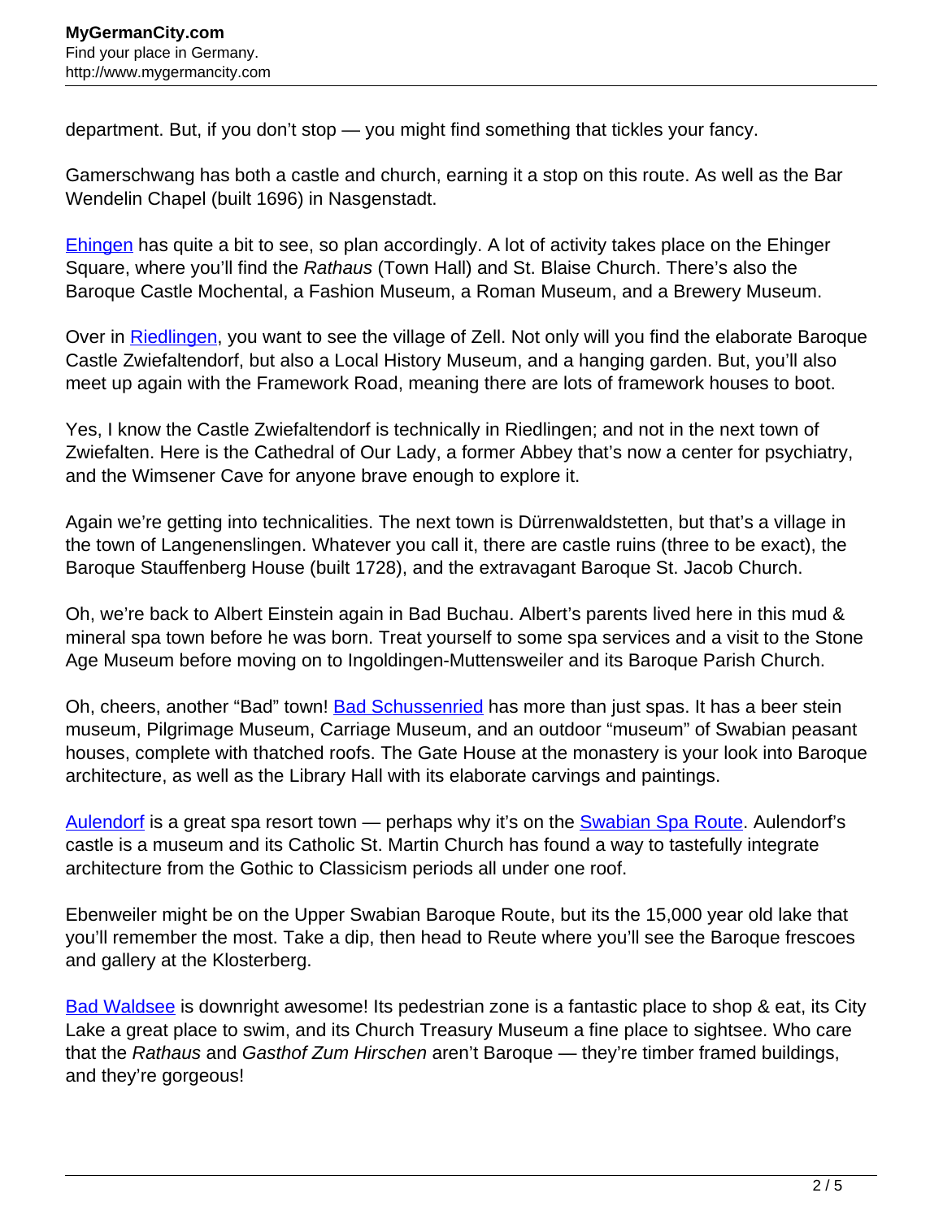department. But, if you don't stop — you might find something that tickles your fancy.

Gamerschwang has both a castle and church, earning it a stop on this route. As well as the Bar Wendelin Chapel (built 1696) in Nasgenstadt.

Ehingen has quite a bit to see, so plan accordingly. A lot of activity takes place on the Ehinger Square, where you'll find the *Rathaus* (Town Hall) and St. Blaise Church. There's also the Baroque Castle Mochental, a Fashion Museum, a Roman Museum, and a Brewery Museum.

Over in Riedlingen, you want to see the village of Zell. Not only will you find the elaborate Baroque Castle Zwiefaltendorf, but also a Local History Museum, and a hanging garden. But, you'll also meet up again with the Framework Road, meaning there are lots of framework houses to boot.

Yes, I know the Castle Zwiefaltendorf is technically in Riedlingen; and not in the next town of Zwiefalten. Here is the Cathedral of Our Lady, a former Abbey that's now a center for psychiatry, and the Wimsener Cave for anyone brave enough to explore it.

Again we're getting into technicalities. The next town is Dürrenwaldstetten, but that's a village in the town of Langenenslingen. Whatever you call it, there are castle ruins (three to be exact), the Baroque Stauffenberg House (built 1728), and the extravagant Baroque St. Jacob Church.

Oh, we're back to Albert Einstein again in Bad Buchau. Albert's parents lived here in this mud & mineral spa town before he was born. Treat yourself to some spa services and a visit to the Stone Age Museum before moving on to Ingoldingen-Muttensweiler and its Baroque Parish Church.

Oh, cheers, another "Bad" town! Bad Schussenried has more than just spas. It has a beer stein museum, Pilgrimage Museum, Carriage Museum, and an outdoor "museum" of Swabian peasant houses, complete with thatched roofs. The Gate House at the monastery is your look into Baroque architecture, as well as the Library Hall with its elaborate carvings and paintings.

Aulendorf is a great spa resort town — perhaps why it's on the Swabian Spa Route. Aulendorf's castle is a museum and its Catholic St. Martin Church has found a way to tastefully integrate architecture from the Gothic to Classicism periods all under one roof.

Ebenweiler might be on the Upper Swabian Baroque Route, but its the 15,000 year old lake that you'll remember the most. Take a dip, then head to Reute where you'll see the Baroque frescoes and gallery at the Klosterberg.

Bad Waldsee is downright awesome! Its pedestrian zone is a fantastic place to shop & eat, its City Lake a great place to swim, and its Church Treasury Museum a fine place to sightsee. Who care that the *Rathaus* and *Gasthof Zum Hirschen* aren't Baroque — they're timber framed buildings, and they're gorgeous!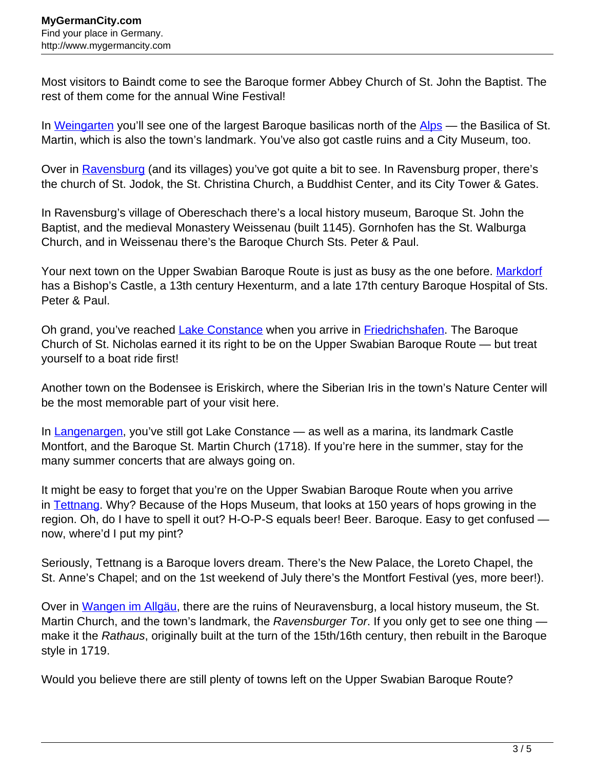Most visitors to Baindt come to see the Baroque former Abbey Church of St. John the Baptist. The rest of them come for the annual Wine Festival!

In Weingarten you'll see one of the largest Baroque basilicas north of the Alps — the Basilica of St. Martin, which is also the town's landmark. You've also got castle ruins and a City Museum, too.

Over in Ravensburg (and its villages) you've got quite a bit to see. In Ravensburg proper, there's the church of St. Jodok, the St. Christina Church, a Buddhist Center, and its City Tower & Gates.

In Ravensburg's village of Obereschach there's a local history museum, Baroque St. John the Baptist, and the medieval Monastery Weissenau (built 1145). Gornhofen has the St. Walburga Church, and in Weissenau there's the Baroque Church Sts. Peter & Paul.

Your next town on the Upper Swabian Baroque Route is just as busy as the one before. Markdorf has a Bishop's Castle, a 13th century Hexenturm, and a late 17th century Baroque Hospital of Sts. Peter & Paul.

Oh grand, you've reached Lake Constance when you arrive in Friedrichshafen. The Baroque Church of St. Nicholas earned it its right to be on the Upper Swabian Baroque Route — but treat yourself to a boat ride first!

Another town on the Bodensee is Eriskirch, where the Siberian Iris in the town's Nature Center will be the most memorable part of your visit here.

In Langenargen, you've still got Lake Constance — as well as a marina, its landmark Castle Montfort, and the Baroque St. Martin Church (1718). If you're here in the summer, stay for the many summer concerts that are always going on.

It might be easy to forget that you're on the Upper Swabian Baroque Route when you arrive in Tettnang. Why? Because of the Hops Museum, that looks at 150 years of hops growing in the region. Oh, do I have to spell it out? H-O-P-S equals beer! Beer. Baroque. Easy to get confused — now, where'd I put my pint?

Seriously, Tettnang is a Baroque lovers dream. There's the New Palace, the Loreto Chapel, the St. Anne's Chapel; and on the 1st weekend of July there's the Montfort Festival (yes, more beer!).

Over in Wangen im Allgäu, there are the ruins of Neuravensburg, a local history museum, the St. Martin Church, and the town's landmark, the *Ravensburger Tor*. If you only get to see one thing — make it the *Rathaus*, originally built at the turn of the 15th/16th century, then rebuilt in the Baroque style in 1719.

Would you believe there are still plenty of towns left on the Upper Swabian Baroque Route?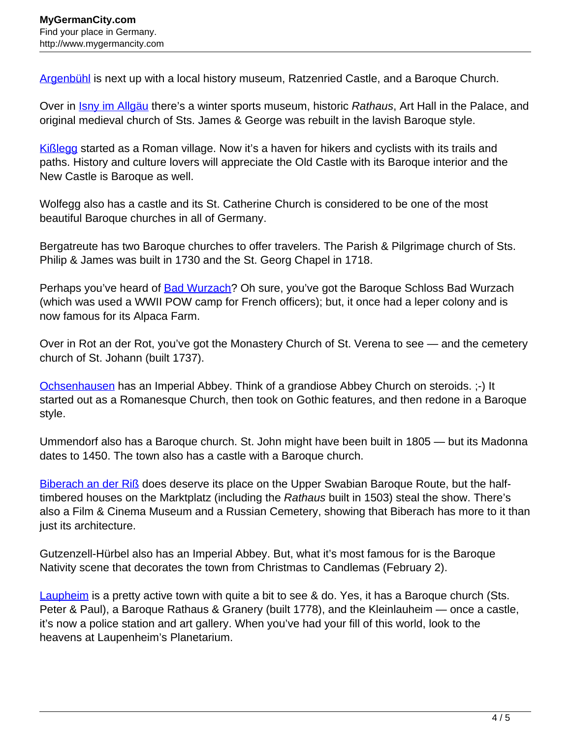Argenbühl is next up with a local history museum, Ratzenried Castle, and a Baroque Church.

Over in Isny im Allgäu there's a winter sports museum, historic *Rathaus*, Art Hall in the Palace, and original medieval church of Sts. James & George was rebuilt in the lavish Baroque style.

Kißlegg started as a Roman village. Now it's a haven for hikers and cyclists with its trails and paths. History and culture lovers will appreciate the Old Castle with its Baroque interior and the New Castle is Baroque as well.

Wolfegg also has a castle and its St. Catherine Church is considered to be one of the most beautiful Baroque churches in all of Germany.

Bergatreute has two Baroque churches to offer travelers. The Parish & Pilgrimage church of Sts. Philip & James was built in 1730 and the St. Georg Chapel in 1718.

Perhaps you've heard of Bad Wurzach? Oh sure, you've got the Baroque Schloss Bad Wurzach (which was used a WWII POW camp for French officers); but, it once had a leper colony and is now famous for its Alpaca Farm.

Over in Rot an der Rot, you've got the Monastery Church of St. Verena to see — and the cemetery church of St. Johann (built 1737).

Ochsenhausen has an Imperial Abbey. Think of a grandiose Abbey Church on steroids. ;-) It started out as a Romanesque Church, then took on Gothic features, and then redone in a Baroque style.

Ummendorf also has a Baroque church. St. John might have been built in 1805 — but its Madonna dates to 1450. The town also has a castle with a Baroque church.

Biberach an der Riß does deserve its place on the Upper Swabian Baroque Route, but the half-timbered houses on the Marktplatz (including the *Rathaus* built in 1503) steal the show. There's also a Film & Cinema Museum and a Russian Cemetery, showing that Biberach has more to it than just its architecture.

Gutzenzell-Hürbel also has an Imperial Abbey. But, what it's most famous for is the Baroque Nativity scene that decorates the town from Christmas to Candlemas (February 2).

Laupheim is a pretty active town with quite a bit to see & do. Yes, it has a Baroque church (Sts. Peter & Paul), a Baroque Rathaus & Granery (built 1778), and the Kleinlauheim — once a castle, it's now a police station and art gallery. When you've had your fill of this world, look to the heavens at Laupenheim's Planetarium.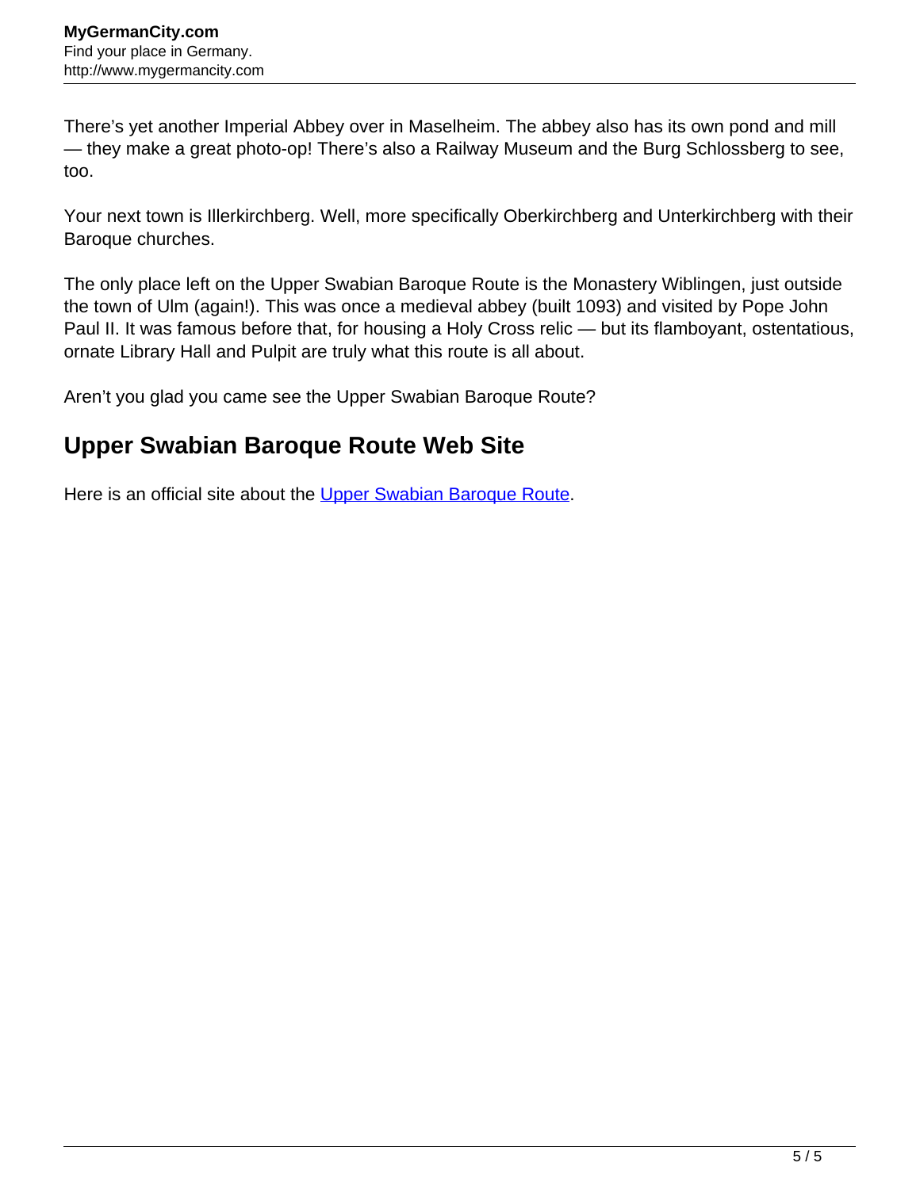There's yet another Imperial Abbey over in Maselheim. The abbey also has its own pond and mill — they make a great photo-op! There's also a Railway Museum and the Burg Schlossberg to see, too.

Your next town is Illerkirchberg. Well, more specifically Oberkirchberg and Unterkirchberg with their Baroque churches.

The only place left on the Upper Swabian Baroque Route is the Monastery Wiblingen, just outside the town of Ulm (again!). This was once a medieval abbey (built 1093) and visited by Pope John Paul II. It was famous before that, for housing a Holy Cross relic — but its flamboyant, ostentatious, ornate Library Hall and Pulpit are truly what this route is all about.

Aren't you glad you came see the Upper Swabian Baroque Route?

## Upper Swabian Baroque Route Web Site

Here is an official site about the Upper Swabian Baroque Route.